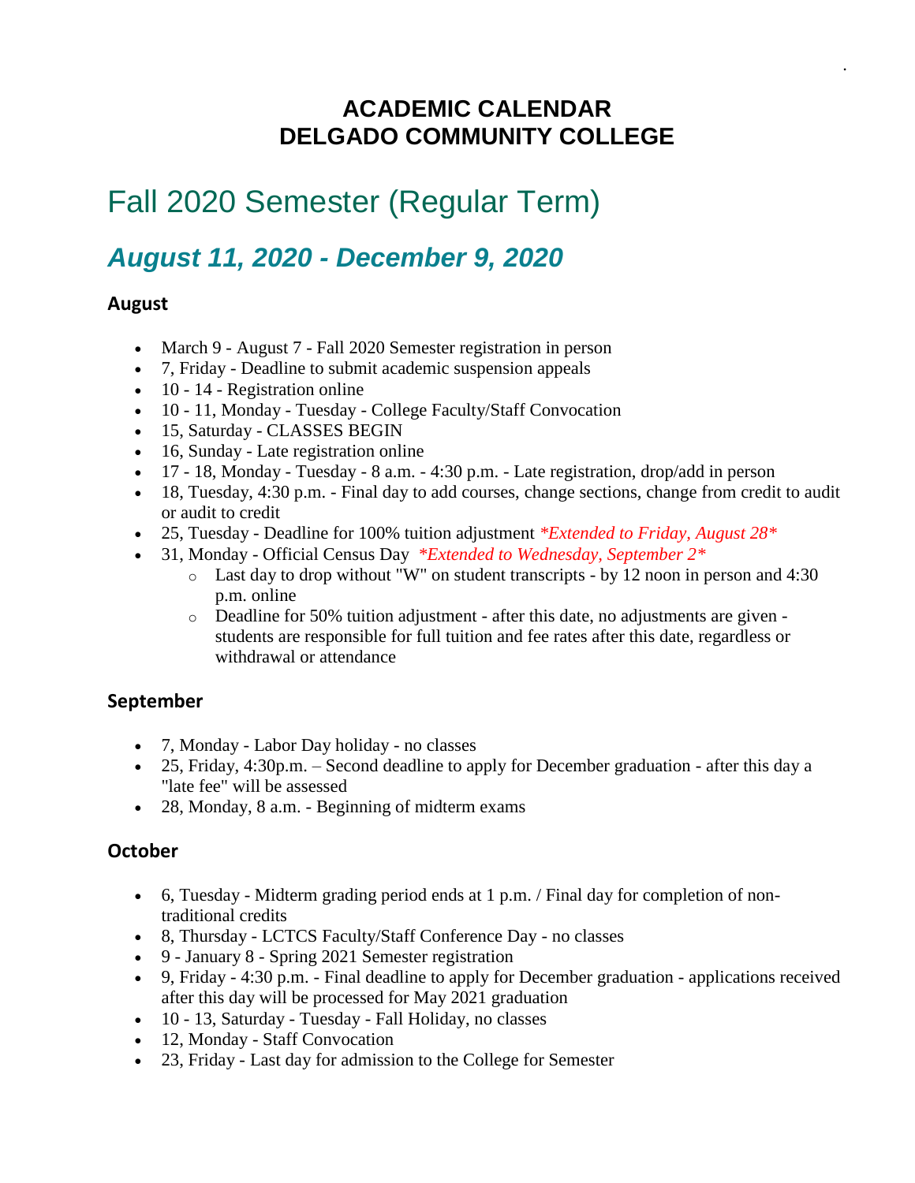# ACADEMIC CALENDAR
# DELGADO COMMUNITY COLLEGE

## Fall 2020 Semester (Regular Term)

### *August 11, 2020 - December 9, 2020*

#### August

- March 9 - August 7 - Fall 2020 Semester registration in person
- 7, Friday - Deadline to submit academic suspension appeals
- 10 - 14 - Registration online
- 10 - 11, Monday - Tuesday - College Faculty/Staff Convocation
- 15, Saturday - CLASSES BEGIN
- 16, Sunday - Late registration online
- 17 - 18, Monday - Tuesday - 8 a.m. - 4:30 p.m. - Late registration, drop/add in person
- 18, Tuesday, 4:30 p.m. - Final day to add courses, change sections, change from credit to audit or audit to credit
- 25, Tuesday - Deadline for 100% tuition adjustment *\*Extended to Friday, August 28\**
- 31, Monday - Official Census Day *\*Extended to Wednesday, September 2\**
  - Last day to drop without "W" on student transcripts - by 12 noon in person and 4:30 p.m. online
  - Deadline for 50% tuition adjustment - after this date, no adjustments are given - students are responsible for full tuition and fee rates after this date, regardless or withdrawal or attendance

#### September

- 7, Monday - Labor Day holiday - no classes
- 25, Friday, 4:30p.m. – Second deadline to apply for December graduation - after this day a "late fee" will be assessed
- 28, Monday, 8 a.m. - Beginning of midterm exams

#### October

- 6, Tuesday - Midterm grading period ends at 1 p.m. / Final day for completion of non-traditional credits
- 8, Thursday - LCTCS Faculty/Staff Conference Day - no classes
- 9 - January 8 - Spring 2021 Semester registration
- 9, Friday - 4:30 p.m. - Final deadline to apply for December graduation - applications received after this day will be processed for May 2021 graduation
- 10 - 13, Saturday - Tuesday - Fall Holiday, no classes
- 12, Monday - Staff Convocation
- 23, Friday - Last day for admission to the College for Semester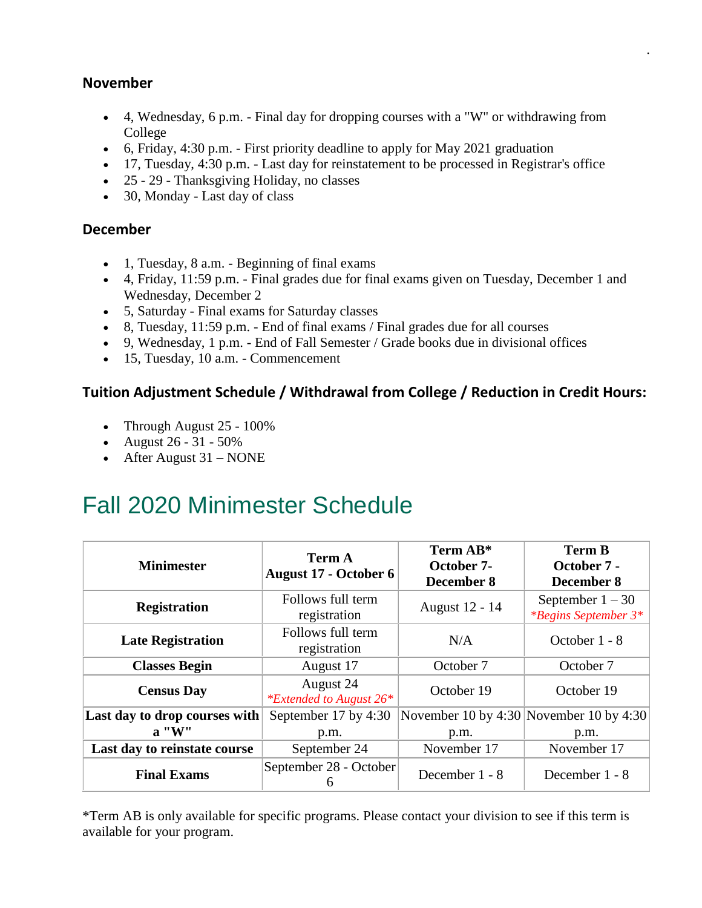### November

- 4, Wednesday, 6 p.m. - Final day for dropping courses with a "W" or withdrawing from College
- 6, Friday, 4:30 p.m. - First priority deadline to apply for May 2021 graduation
- 17, Tuesday, 4:30 p.m. - Last day for reinstatement to be processed in Registrar's office
- 25 - 29 - Thanksgiving Holiday, no classes
- 30, Monday - Last day of class

### December

- 1, Tuesday, 8 a.m. - Beginning of final exams
- 4, Friday, 11:59 p.m. - Final grades due for final exams given on Tuesday, December 1 and Wednesday, December 2
- 5, Saturday - Final exams for Saturday classes
- 8, Tuesday, 11:59 p.m. - End of final exams / Final grades due for all courses
- 9, Wednesday, 1 p.m. - End of Fall Semester / Grade books due in divisional offices
- 15, Tuesday, 10 a.m. - Commencement

### Tuition Adjustment Schedule / Withdrawal from College / Reduction in Credit Hours:

- Through August 25 - 100%
- August 26 - 31 - 50%
- After August 31 – NONE

# Fall 2020 Minimester Schedule

| Minimester | Term A August 17 - October 6 | Term AB* October 7- December 8 | Term B October 7 - December 8 |
|---|---|---|---|
| **Registration** | Follows full term registration | August 12 - 14 | September 1 – 30 *\*Begins September 3\** |
| **Late Registration** | Follows full term registration | N/A | October 1 - 8 |
| **Classes Begin** | August 17 | October 7 | October 7 |
| **Census Day** | August 24 *\*Extended to August 26\** | October 19 | October 19 |
| **Last day to drop courses with a "W"** | September 17 by 4:30 p.m. | November 10 by 4:30 p.m. | November 10 by 4:30 p.m. |
| **Last day to reinstate course** | September 24 | November 17 | November 17 |
| **Final Exams** | September 28 - October 6 | December 1 - 8 | December 1 - 8 |

*Term AB is only available for specific programs. Please contact your division to see if this term is available for your program.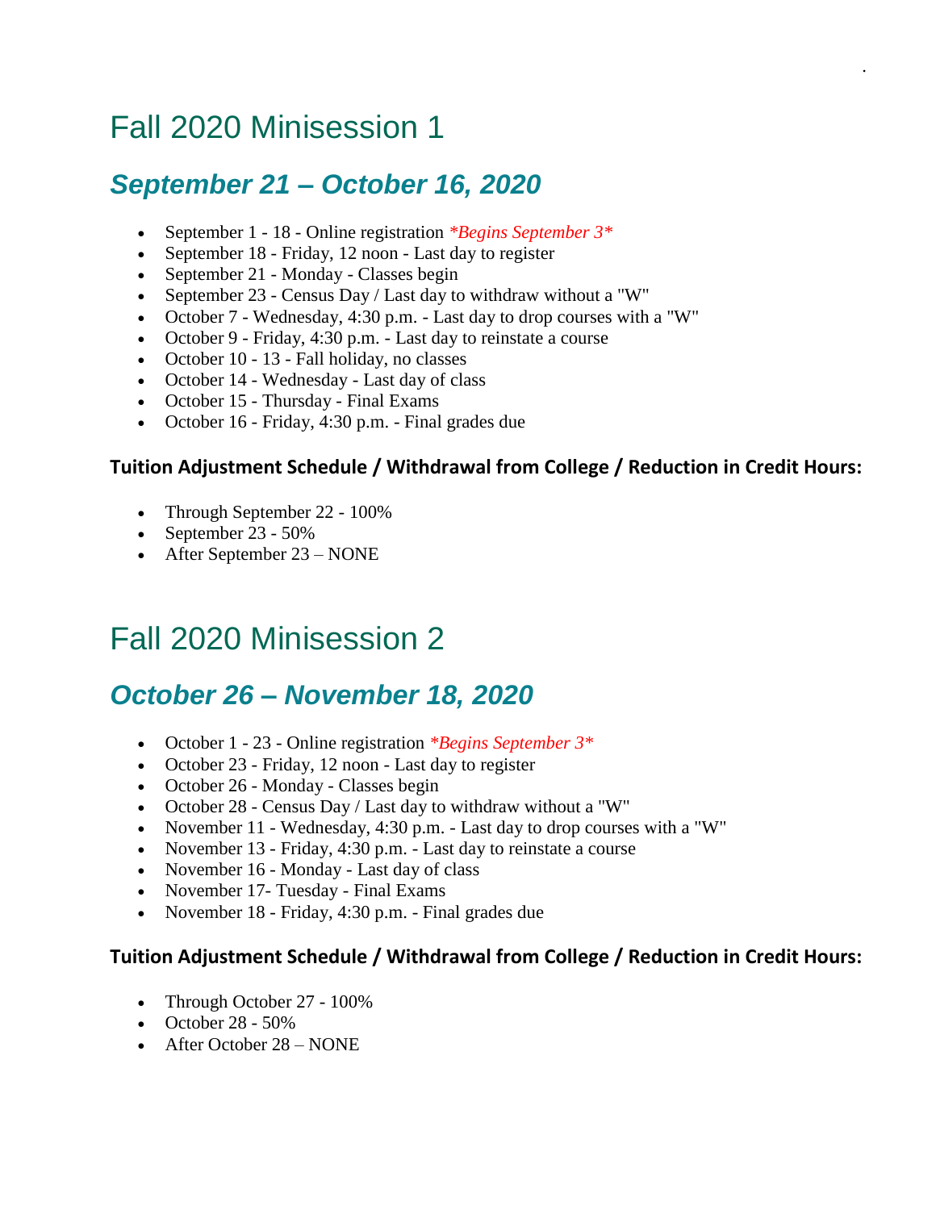# Fall 2020 Minisession 1

## *September 21 – October 16, 2020*

- September 1 - 18 - Online registration *\*Begins September 3\**
- September 18 - Friday, 12 noon - Last day to register
- September 21 - Monday - Classes begin
- September 23 - Census Day / Last day to withdraw without a "W"
- October 7 - Wednesday, 4:30 p.m. - Last day to drop courses with a "W"
- October 9 - Friday, 4:30 p.m. - Last day to reinstate a course
- October 10 - 13 - Fall holiday, no classes
- October 14 - Wednesday - Last day of class
- October 15 - Thursday - Final Exams
- October 16 - Friday, 4:30 p.m. - Final grades due

**Tuition Adjustment Schedule / Withdrawal from College / Reduction in Credit Hours:**

- Through September 22 - 100%
- September 23 - 50%
- After September 23 – NONE

# Fall 2020 Minisession 2

## *October 26 – November 18, 2020*

- October 1 - 23 - Online registration *\*Begins September 3\**
- October 23 - Friday, 12 noon - Last day to register
- October 26 - Monday - Classes begin
- October 28 - Census Day / Last day to withdraw without a "W"
- November 11 - Wednesday, 4:30 p.m. - Last day to drop courses with a "W"
- November 13 - Friday, 4:30 p.m. - Last day to reinstate a course
- November 16 - Monday - Last day of class
- November 17- Tuesday - Final Exams
- November 18 - Friday, 4:30 p.m. - Final grades due

**Tuition Adjustment Schedule / Withdrawal from College / Reduction in Credit Hours:**

- Through October 27 - 100%
- October 28 - 50%
- After October 28 – NONE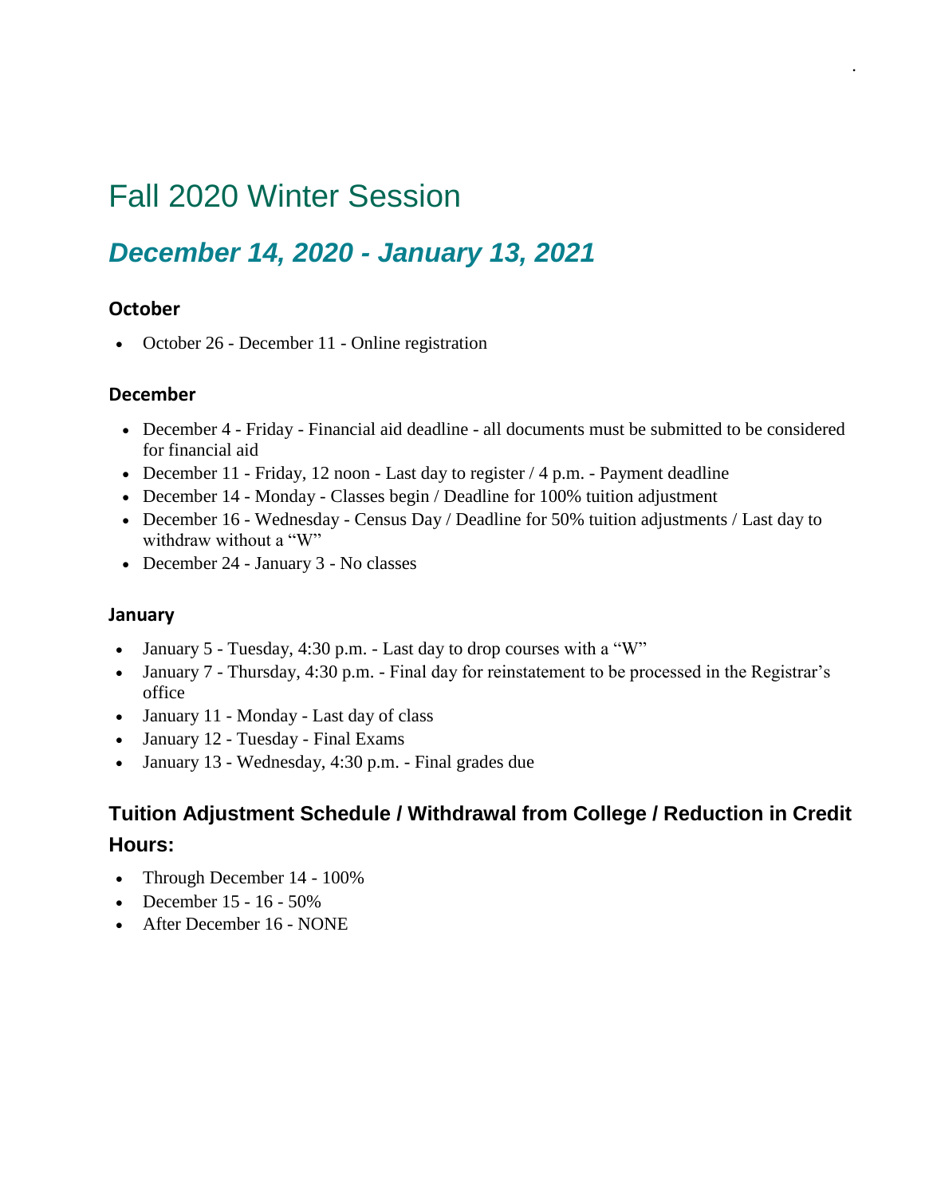# Fall 2020 Winter Session

## *December 14, 2020 - January 13, 2021*

### October

- October 26 - December 11 - Online registration

### December

- December 4 - Friday - Financial aid deadline - all documents must be submitted to be considered for financial aid
- December 11 - Friday, 12 noon - Last day to register / 4 p.m. - Payment deadline
- December 14 - Monday - Classes begin / Deadline for 100% tuition adjustment
- December 16 - Wednesday - Census Day / Deadline for 50% tuition adjustments / Last day to withdraw without a "W"
- December 24 - January 3 - No classes

### January

- January 5 - Tuesday, 4:30 p.m. - Last day to drop courses with a "W"
- January 7 - Thursday, 4:30 p.m. - Final day for reinstatement to be processed in the Registrar's office
- January 11 - Monday - Last day of class
- January 12 - Tuesday - Final Exams
- January 13 - Wednesday, 4:30 p.m. - Final grades due

## Tuition Adjustment Schedule / Withdrawal from College / Reduction in Credit Hours:

- Through December 14 - 100%
- December 15 - 16 - 50%
- After December 16 - NONE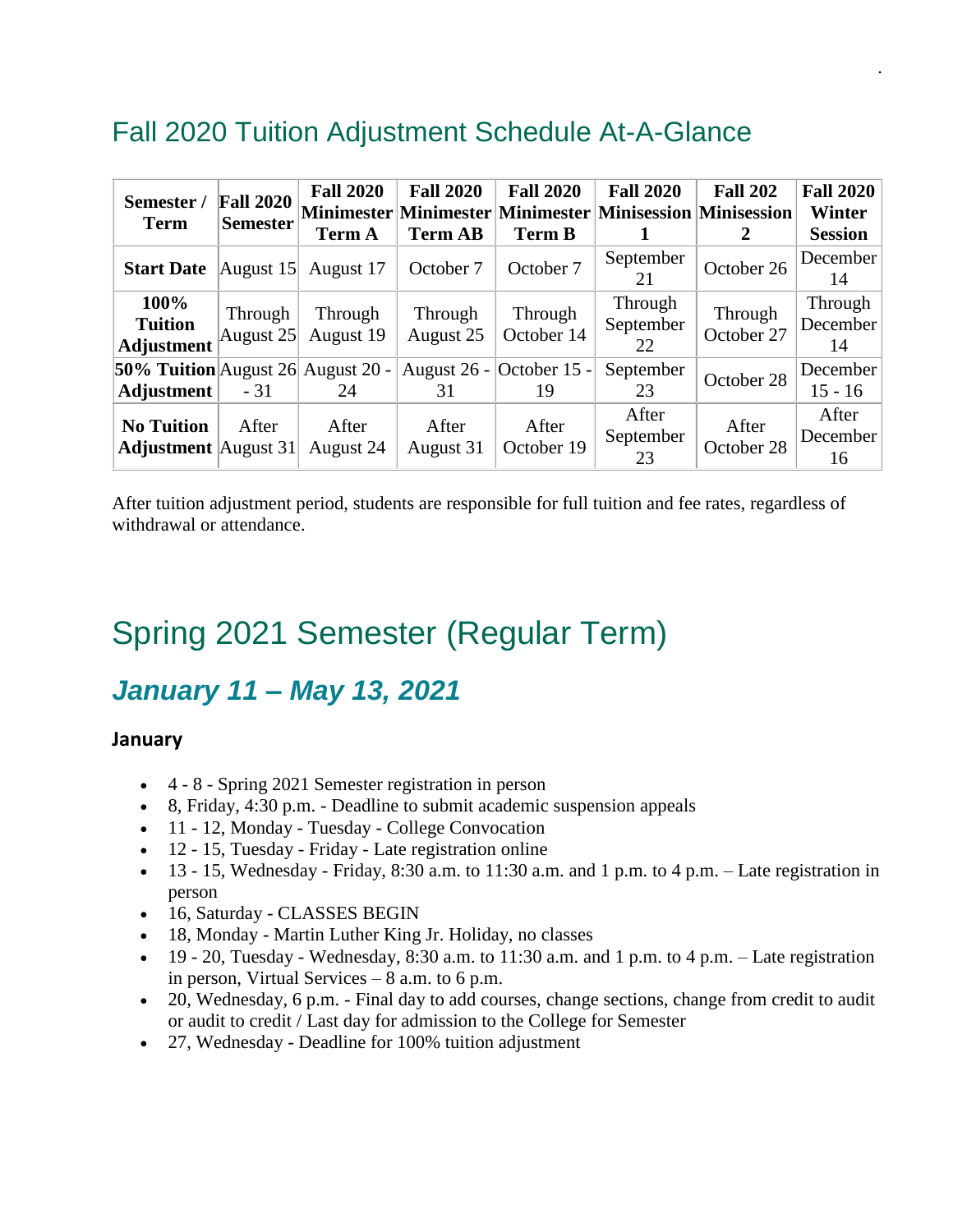## Fall 2020 Tuition Adjustment Schedule At-A-Glance

| Semester / Term | Fall 2020 Semester | Fall 2020 Minimester Term A | Fall 2020 Minimester Term AB | Fall 2020 Minimester Term B | Fall 2020 Minisession 1 | Fall 202 Minisession 2 | Fall 2020 Winter Session |
|---|---|---|---|---|---|---|---|
| **Start Date** | August 15 | August 17 | October 7 | October 7 | September 21 | October 26 | December 14 |
| **100% Tuition Adjustment** | Through August 25 | Through August 19 | Through August 25 | Through October 14 | Through September 22 | Through October 27 | Through December 14 |
| **50% Tuition Adjustment** | August 26 - 31 | August 20 - 24 | August 26 - 31 | October 15 - 19 | September 23 | October 28 | December 15 - 16 |
| **No Tuition Adjustment** | After August 31 | After August 24 | After August 31 | After October 19 | After September 23 | After October 28 | After December 16 |

After tuition adjustment period, students are responsible for full tuition and fee rates, regardless of withdrawal or attendance.

# Spring 2021 Semester (Regular Term)

## *January 11 – May 13, 2021*

### January

- 4 - 8 - Spring 2021 Semester registration in person
- 8, Friday, 4:30 p.m. - Deadline to submit academic suspension appeals
- 11 - 12, Monday - Tuesday - College Convocation
- 12 - 15, Tuesday - Friday - Late registration online
- 13 - 15, Wednesday - Friday, 8:30 a.m. to 11:30 a.m. and 1 p.m. to 4 p.m. – Late registration in person
- 16, Saturday - CLASSES BEGIN
- 18, Monday - Martin Luther King Jr. Holiday, no classes
- 19 - 20, Tuesday - Wednesday, 8:30 a.m. to 11:30 a.m. and 1 p.m. to 4 p.m. – Late registration in person, Virtual Services – 8 a.m. to 6 p.m.
- 20, Wednesday, 6 p.m. - Final day to add courses, change sections, change from credit to audit or audit to credit / Last day for admission to the College for Semester
- 27, Wednesday - Deadline for 100% tuition adjustment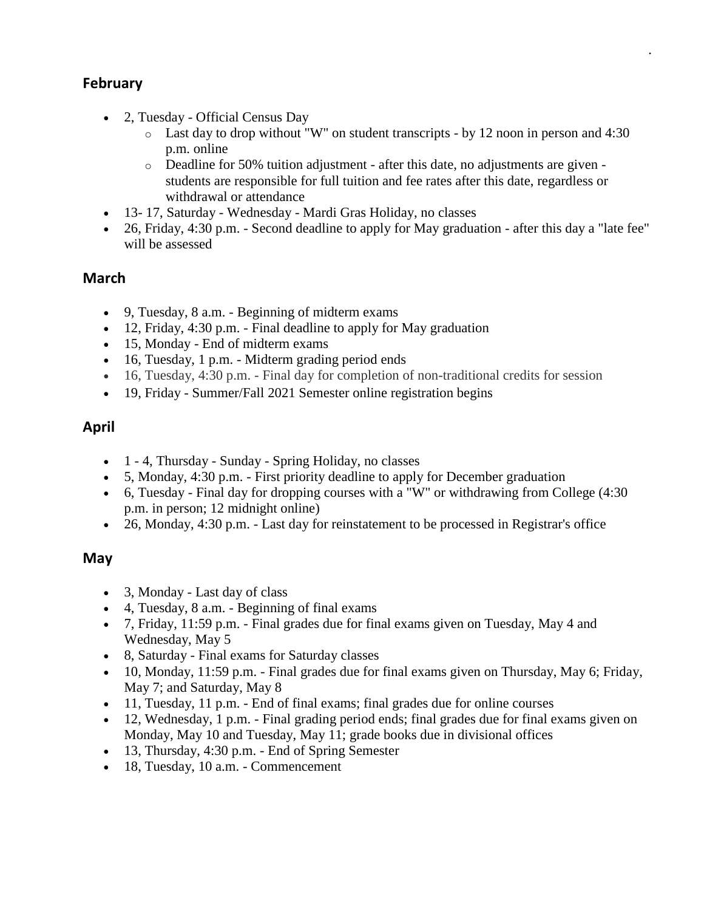## February

- 2, Tuesday - Official Census Day
  - Last day to drop without "W" on student transcripts - by 12 noon in person and 4:30 p.m. online
  - Deadline for 50% tuition adjustment - after this date, no adjustments are given - students are responsible for full tuition and fee rates after this date, regardless or withdrawal or attendance
- 13- 17, Saturday - Wednesday - Mardi Gras Holiday, no classes
- 26, Friday, 4:30 p.m. - Second deadline to apply for May graduation - after this day a "late fee" will be assessed

## March

- 9, Tuesday, 8 a.m. - Beginning of midterm exams
- 12, Friday, 4:30 p.m. - Final deadline to apply for May graduation
- 15, Monday - End of midterm exams
- 16, Tuesday, 1 p.m. - Midterm grading period ends
- 16, Tuesday, 4:30 p.m. - Final day for completion of non-traditional credits for session
- 19, Friday - Summer/Fall 2021 Semester online registration begins

## April

- 1 - 4, Thursday - Sunday - Spring Holiday, no classes
- 5, Monday, 4:30 p.m. - First priority deadline to apply for December graduation
- 6, Tuesday - Final day for dropping courses with a "W" or withdrawing from College (4:30 p.m. in person; 12 midnight online)
- 26, Monday, 4:30 p.m. - Last day for reinstatement to be processed in Registrar's office

## May

- 3, Monday - Last day of class
- 4, Tuesday, 8 a.m. - Beginning of final exams
- 7, Friday, 11:59 p.m. - Final grades due for final exams given on Tuesday, May 4 and Wednesday, May 5
- 8, Saturday - Final exams for Saturday classes
- 10, Monday, 11:59 p.m. - Final grades due for final exams given on Thursday, May 6; Friday, May 7; and Saturday, May 8
- 11, Tuesday, 11 p.m. - End of final exams; final grades due for online courses
- 12, Wednesday, 1 p.m. - Final grading period ends; final grades due for final exams given on Monday, May 10 and Tuesday, May 11; grade books due in divisional offices
- 13, Thursday, 4:30 p.m. - End of Spring Semester
- 18, Tuesday, 10 a.m. - Commencement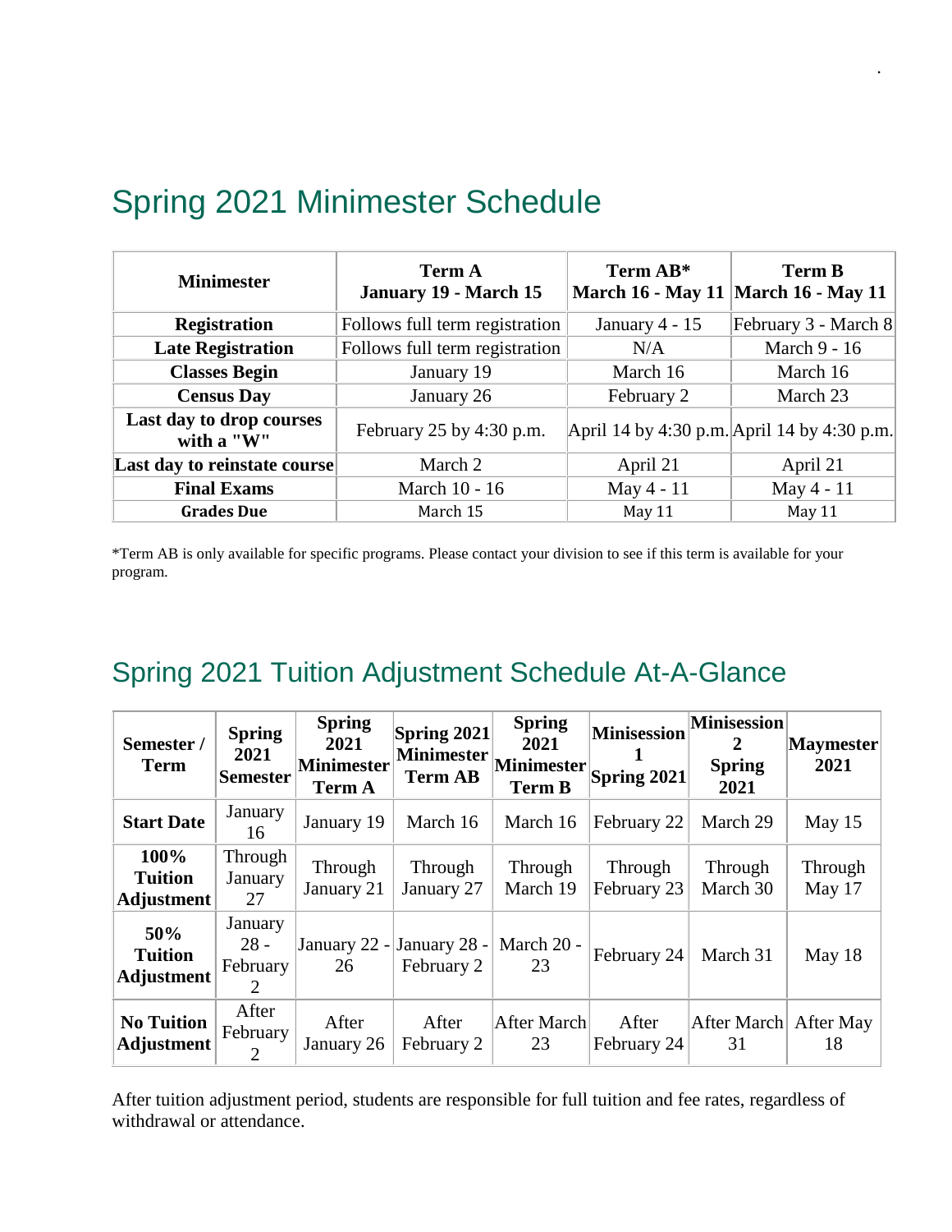## Spring 2021 Minimester Schedule

| Minimester | Term A<br>January 19 - March 15 | Term AB*<br>March 16 - May 11 | Term B<br>March 16 - May 11 |
|---|---|---|---|
| **Registration** | Follows full term registration | January 4 - 15 | February 3 - March 8 |
| **Late Registration** | Follows full term registration | N/A | March 9 - 16 |
| **Classes Begin** | January 19 | March 16 | March 16 |
| **Census Day** | January 26 | February 2 | March 23 |
| **Last day to drop courses with a "W"** | February 25 by 4:30 p.m. | April 14 by 4:30 p.m. | April 14 by 4:30 p.m. |
| **Last day to reinstate course** | March 2 | April 21 | April 21 |
| **Final Exams** | March 10 - 16 | May 4 - 11 | May 4 - 11 |
| **Grades Due** | March 15 | May 11 | May 11 |

*Term AB is only available for specific programs. Please contact your division to see if this term is available for your program.

## Spring 2021 Tuition Adjustment Schedule At-A-Glance

| Semester / Term | Spring 2021 Semester | Spring 2021 Minimester Term A | Spring 2021 Minimester Term AB | Spring 2021 Minimester Term B | Minisession 1 Spring 2021 | Minisession 2 Spring 2021 | Maymester 2021 |
|---|---|---|---|---|---|---|---|
| **Start Date** | January 16 | January 19 | March 16 | March 16 | February 22 | March 29 | May 15 |
| **100% Tuition Adjustment** | Through January 27 | Through January 21 | Through January 27 | Through March 19 | Through February 23 | Through March 30 | Through May 17 |
| **50% Tuition Adjustment** | January 28 - February 2 | January 22 - 26 | January 28 - February 2 | March 20 - 23 | February 24 | March 31 | May 18 |
| **No Tuition Adjustment** | After February 2 | After January 26 | After February 2 | After March 23 | After February 24 | After March 31 | After May 18 |

After tuition adjustment period, students are responsible for full tuition and fee rates, regardless of withdrawal or attendance.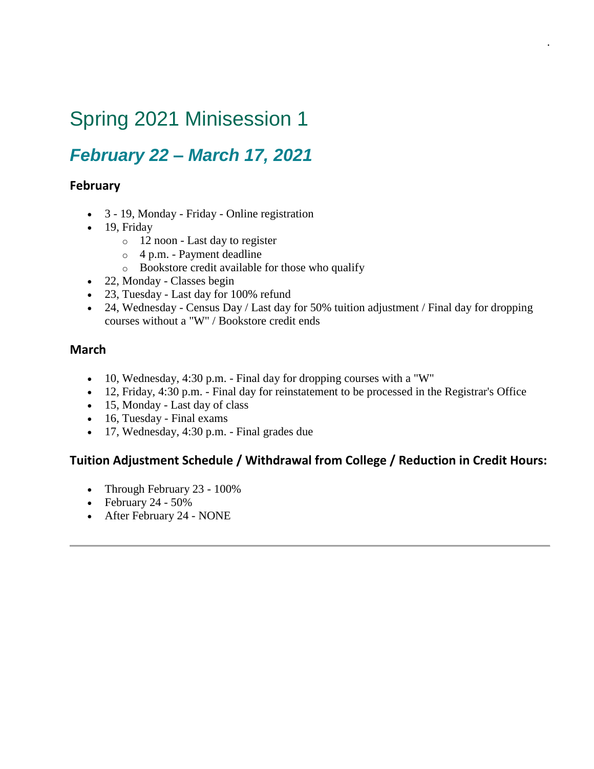# Spring 2021 Minisession 1

## *February 22 – March 17, 2021*

### February

- 3 - 19, Monday - Friday - Online registration
- 19, Friday
  - 12 noon - Last day to register
  - 4 p.m. - Payment deadline
  - Bookstore credit available for those who qualify
- 22, Monday - Classes begin
- 23, Tuesday - Last day for 100% refund
- 24, Wednesday - Census Day / Last day for 50% tuition adjustment / Final day for dropping courses without a "W" / Bookstore credit ends

### March

- 10, Wednesday, 4:30 p.m. - Final day for dropping courses with a "W"
- 12, Friday, 4:30 p.m. - Final day for reinstatement to be processed in the Registrar's Office
- 15, Monday - Last day of class
- 16, Tuesday - Final exams
- 17, Wednesday, 4:30 p.m. - Final grades due

### Tuition Adjustment Schedule / Withdrawal from College / Reduction in Credit Hours:

- Through February 23 - 100%
- February 24 - 50%
- After February 24 - NONE

---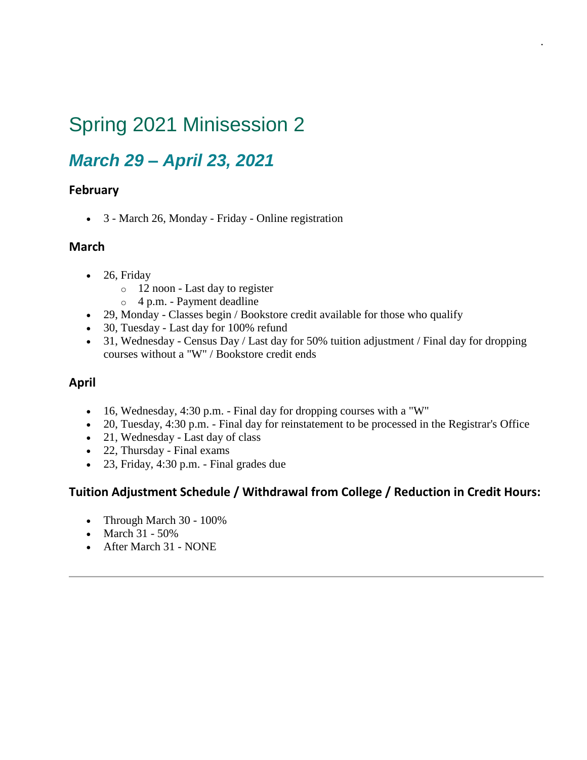# Spring 2021 Minisession 2

## *March 29 – April 23, 2021*

### February

- 3 - March 26, Monday - Friday - Online registration

### March

- 26, Friday
  - 12 noon - Last day to register
  - 4 p.m. - Payment deadline
- 29, Monday - Classes begin / Bookstore credit available for those who qualify
- 30, Tuesday - Last day for 100% refund
- 31, Wednesday - Census Day / Last day for 50% tuition adjustment / Final day for dropping courses without a "W" / Bookstore credit ends

### April

- 16, Wednesday, 4:30 p.m. - Final day for dropping courses with a "W"
- 20, Tuesday, 4:30 p.m. - Final day for reinstatement to be processed in the Registrar's Office
- 21, Wednesday - Last day of class
- 22, Thursday - Final exams
- 23, Friday, 4:30 p.m. - Final grades due

### Tuition Adjustment Schedule / Withdrawal from College / Reduction in Credit Hours:

- Through March 30 - 100%
- March 31 - 50%
- After March 31 - NONE

---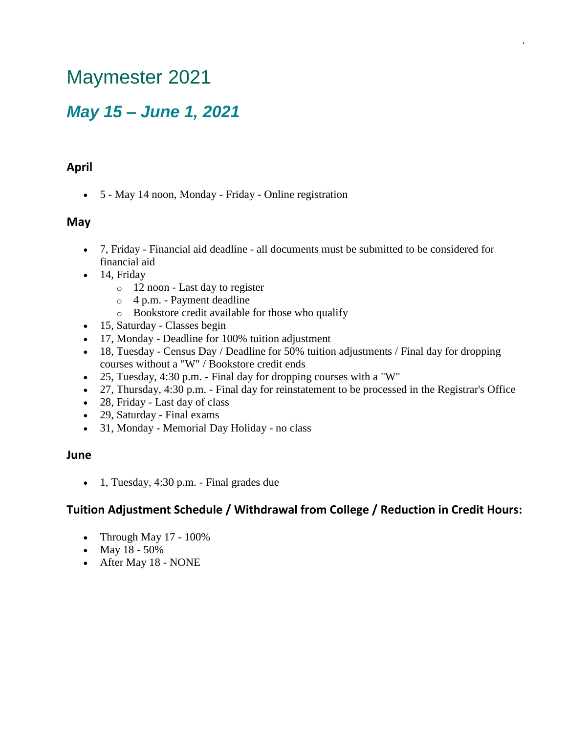# Maymester 2021

## *May 15 – June 1, 2021*

### April

- 5 - May 14 noon, Monday - Friday - Online registration

### May

- 7, Friday - Financial aid deadline - all documents must be submitted to be considered for financial aid
- 14, Friday
  - 12 noon - Last day to register
  - 4 p.m. - Payment deadline
  - Bookstore credit available for those who qualify
- 15, Saturday - Classes begin
- 17, Monday - Deadline for 100% tuition adjustment
- 18, Tuesday - Census Day / Deadline for 50% tuition adjustments / Final day for dropping courses without a "W" / Bookstore credit ends
- 25, Tuesday, 4:30 p.m. - Final day for dropping courses with a "W"
- 27, Thursday, 4:30 p.m. - Final day for reinstatement to be processed in the Registrar's Office
- 28, Friday - Last day of class
- 29, Saturday - Final exams
- 31, Monday - Memorial Day Holiday - no class

### June

- 1, Tuesday, 4:30 p.m. - Final grades due

### Tuition Adjustment Schedule / Withdrawal from College / Reduction in Credit Hours:

- Through May 17 - 100%
- May 18 - 50%
- After May 18 - NONE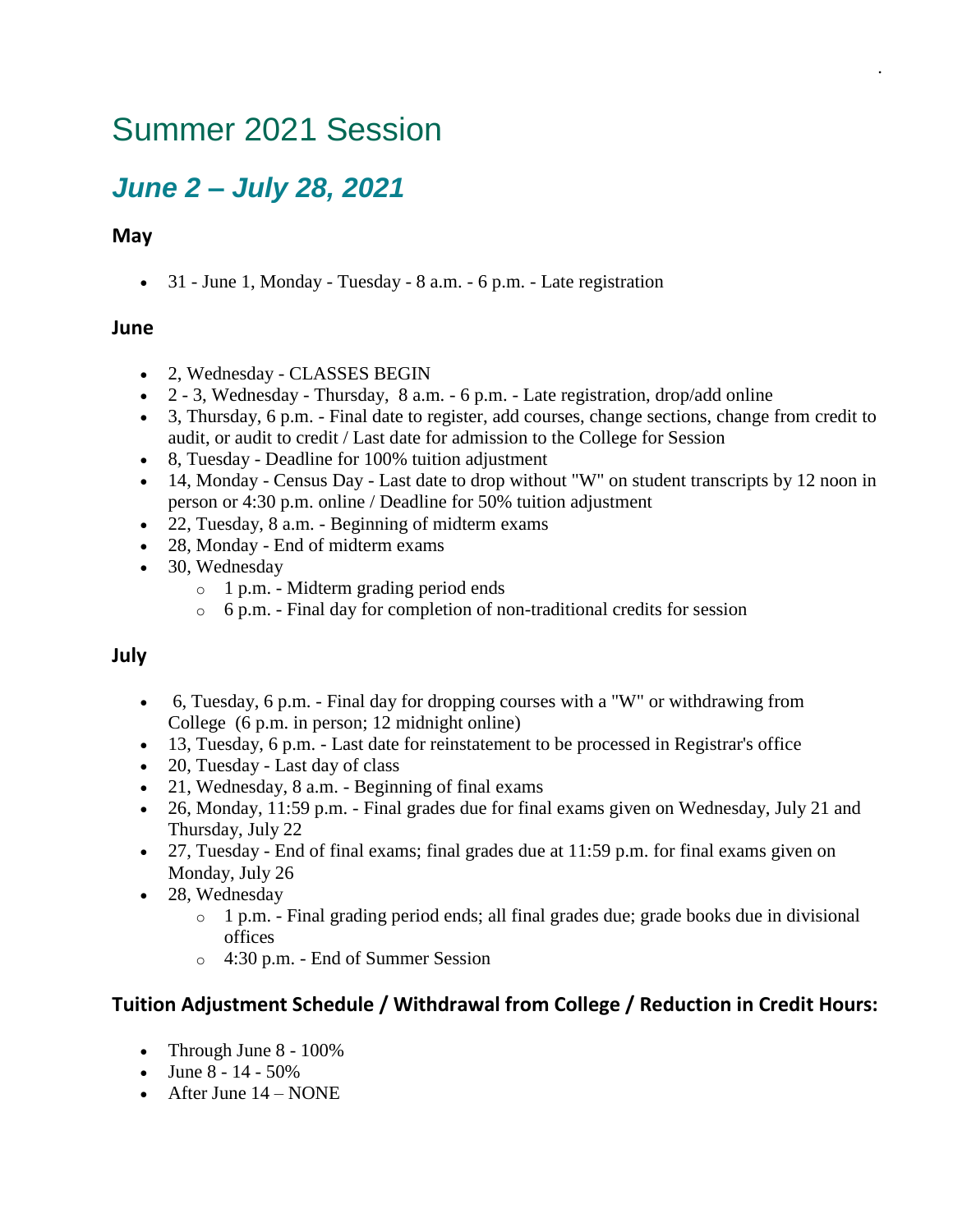# Summary 2021 Session

## *June 2 – July 28, 2021*

### May

- 31 - June 1, Monday - Tuesday - 8 a.m. - 6 p.m. - Late registration

### June

- 2, Wednesday - CLASSES BEGIN
- 2 - 3, Wednesday - Thursday, 8 a.m. - 6 p.m. - Late registration, drop/add online
- 3, Thursday, 6 p.m. - Final date to register, add courses, change sections, change from credit to audit, or audit to credit / Last date for admission to the College for Session
- 8, Tuesday - Deadline for 100% tuition adjustment
- 14, Monday - Census Day - Last date to drop without "W" on student transcripts by 12 noon in person or 4:30 p.m. online / Deadline for 50% tuition adjustment
- 22, Tuesday, 8 a.m. - Beginning of midterm exams
- 28, Monday - End of midterm exams
- 30, Wednesday
  - 1 p.m. - Midterm grading period ends
  - 6 p.m. - Final day for completion of non-traditional credits for session

### July

- 6, Tuesday, 6 p.m. - Final day for dropping courses with a "W" or withdrawing from College (6 p.m. in person; 12 midnight online)
- 13, Tuesday, 6 p.m. - Last date for reinstatement to be processed in Registrar's office
- 20, Tuesday - Last day of class
- 21, Wednesday, 8 a.m. - Beginning of final exams
- 26, Monday, 11:59 p.m. - Final grades due for final exams given on Wednesday, July 21 and Thursday, July 22
- 27, Tuesday - End of final exams; final grades due at 11:59 p.m. for final exams given on Monday, July 26
- 28, Wednesday
  - 1 p.m. - Final grading period ends; all final grades due; grade books due in divisional offices
  - 4:30 p.m. - End of Summer Session

### Tuition Adjustment Schedule / Withdrawal from College / Reduction in Credit Hours:

- Through June 8 - 100%
- June 8 - 14 - 50%
- After June 14 – NONE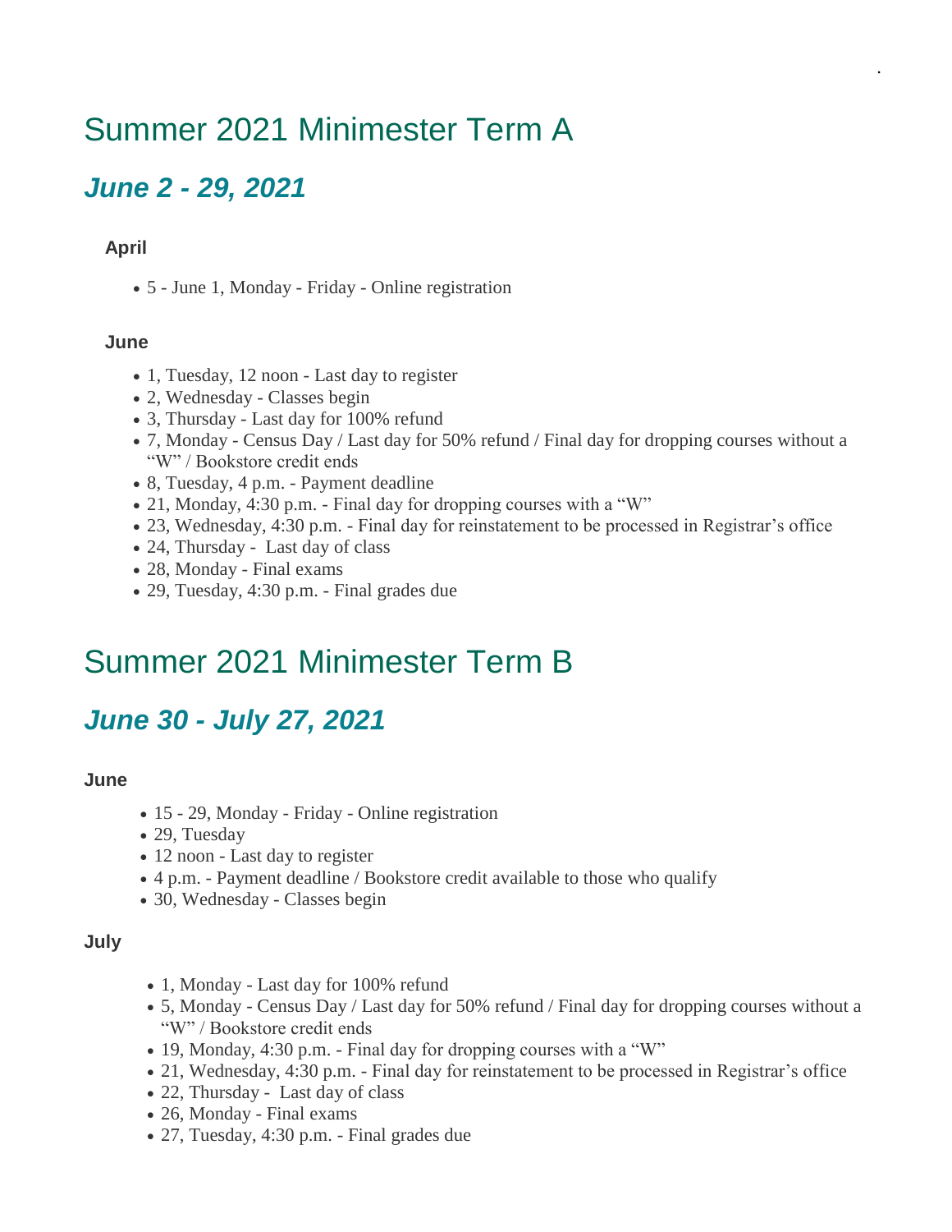# Summary 2021 Minimester Term A

## *June 2 - 29, 2021*

### April

- 5 - June 1, Monday - Friday - Online registration

### June

- 1, Tuesday, 12 noon - Last day to register
- 2, Wednesday - Classes begin
- 3, Thursday - Last day for 100% refund
- 7, Monday - Census Day / Last day for 50% refund / Final day for dropping courses without a "W" / Bookstore credit ends
- 8, Tuesday, 4 p.m. - Payment deadline
- 21, Monday, 4:30 p.m. - Final day for dropping courses with a "W"
- 23, Wednesday, 4:30 p.m. - Final day for reinstatement to be processed in Registrar's office
- 24, Thursday - Last day of class
- 28, Monday - Final exams
- 29, Tuesday, 4:30 p.m. - Final grades due

# Summer 2021 Minimester Term B

## *June 30 - July 27, 2021*

### June

- 15 - 29, Monday - Friday - Online registration
- 29, Tuesday
- 12 noon - Last day to register
- 4 p.m. - Payment deadline / Bookstore credit available to those who qualify
- 30, Wednesday - Classes begin

### July

- 1, Monday - Last day for 100% refund
- 5, Monday - Census Day / Last day for 50% refund / Final day for dropping courses without a "W" / Bookstore credit ends
- 19, Monday, 4:30 p.m. - Final day for dropping courses with a "W"
- 21, Wednesday, 4:30 p.m. - Final day for reinstatement to be processed in Registrar's office
- 22, Thursday - Last day of class
- 26, Monday - Final exams
- 27, Tuesday, 4:30 p.m. - Final grades due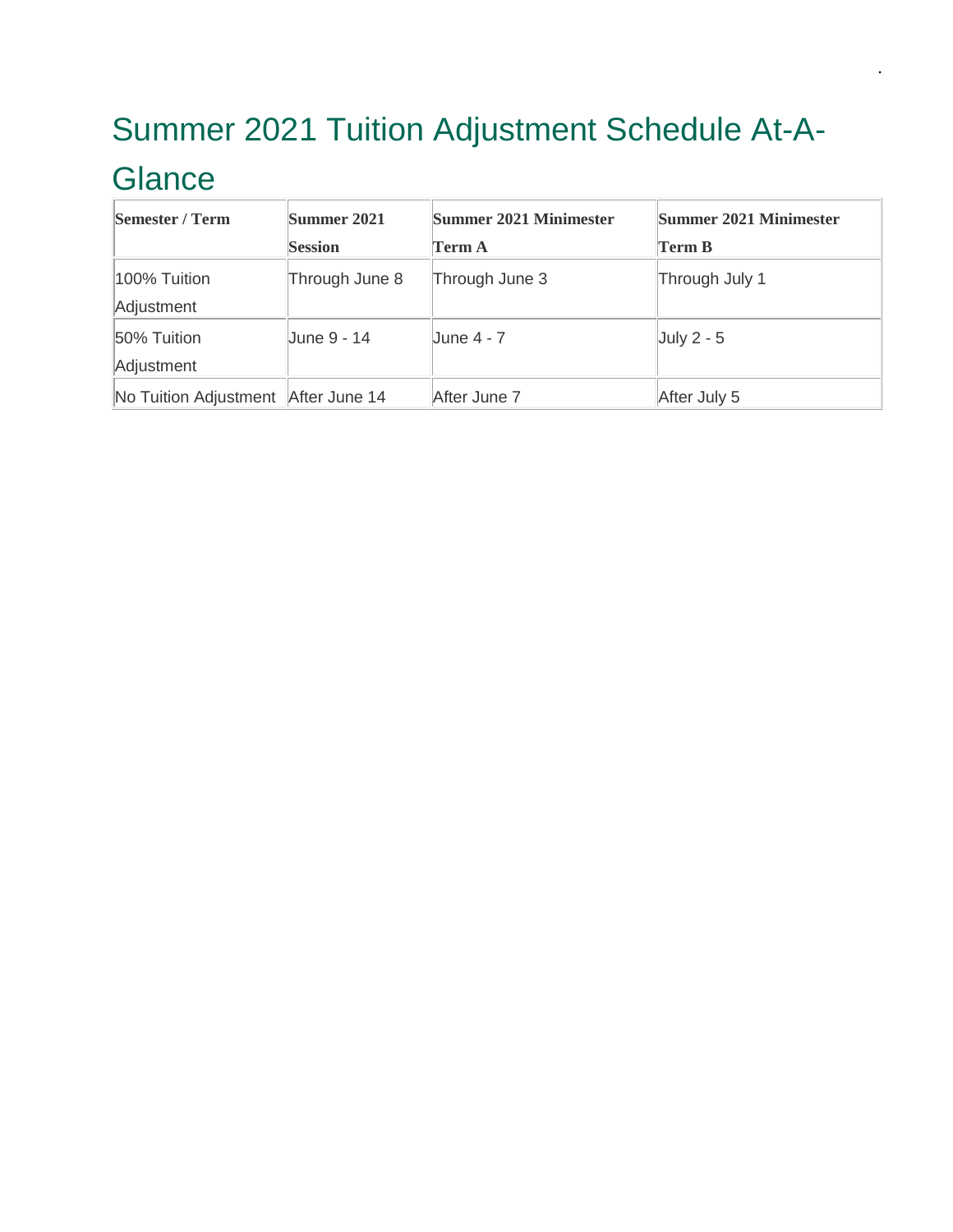## Summer 2021 Tuition Adjustment Schedule At-A-Glance

| Semester / Term | Summer 2021 Session | Summer 2021 Minimester Term A | Summer 2021 Minimester Term B |
|---|---|---|---|
| 100% Tuition Adjustment | Through June 8 | Through June 3 | Through July 1 |
| 50% Tuition Adjustment | June 9 - 14 | June 4 - 7 | July 2 - 5 |
| No Tuition Adjustment | After June 14 | After June 7 | After July 5 |